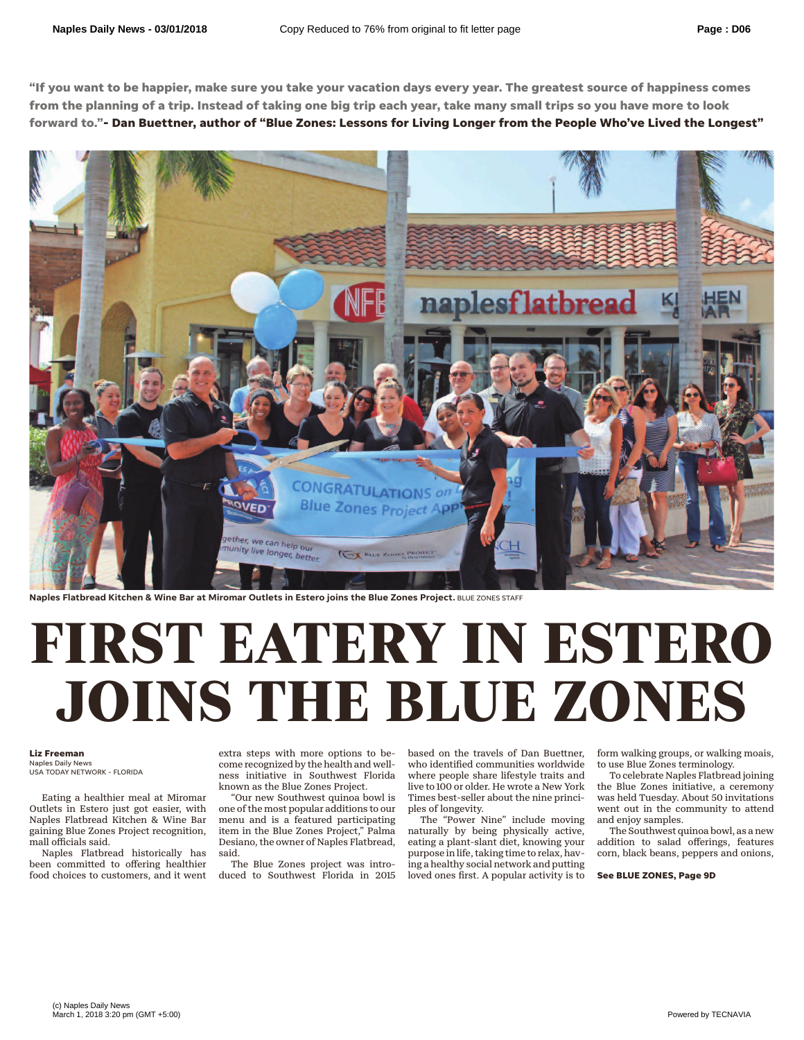**"If you want to be happier, make sure you take your vacation days every year. The greatest source of happiness comes from the planning of a trip. Instead of taking one big trip each year, take many small trips so you have more to look forward to."- Dan Buettner, author of "Blue Zones: Lessons for Living Longer from the People Who've Lived the Longest"**

Naples Flatbread Kitchen & Wine Bar at Miromar Outlets in Estero joins the Blue Zones Project. BLUE ZONES STAFF

# FIRST EATERY IN ESTERO JOINS THE BLUE ZONES

**Liz Freeman**
Naples Daily News
USA TODAY NETWORK - FLORIDA

Eating a healthier meal at Miromar Outlets in Estero just got easier, with Naples Flatbread Kitchen & Wine Bar gaining Blue Zones Project recognition, mall officials said.

Naples Flatbread historically has been committed to offering healthier food choices to customers, and it went extra steps with more options to become recognized by the health and wellness initiative in Southwest Florida known as the Blue Zones Project.

"Our new Southwest quinoa bowl is one of the most popular additions to our menu and is a featured participating item in the Blue Zones Project," Palma Desiano, the owner of Naples Flatbread, said.

The Blue Zones project was introduced to Southwest Florida in 2015 based on the travels of Dan Buettner, who identified communities worldwide where people share lifestyle traits and live to 100 or older. He wrote a New York Times best-seller about the nine principles of longevity.

The "Power Nine" include moving naturally by being physically active, eating a plant-slant diet, knowing your purpose in life, taking time to relax, having a healthy social network and putting loved ones first. A popular activity is to form walking groups, or walking moais, to use Blue Zones terminology.

To celebrate Naples Flatbread joining the Blue Zones initiative, a ceremony was held Tuesday. About 50 invitations went out in the community to attend and enjoy samples.

The Southwest quinoa bowl, as a new addition to salad offerings, features corn, black beans, peppers and onions,

**See BLUE ZONES, Page 9D**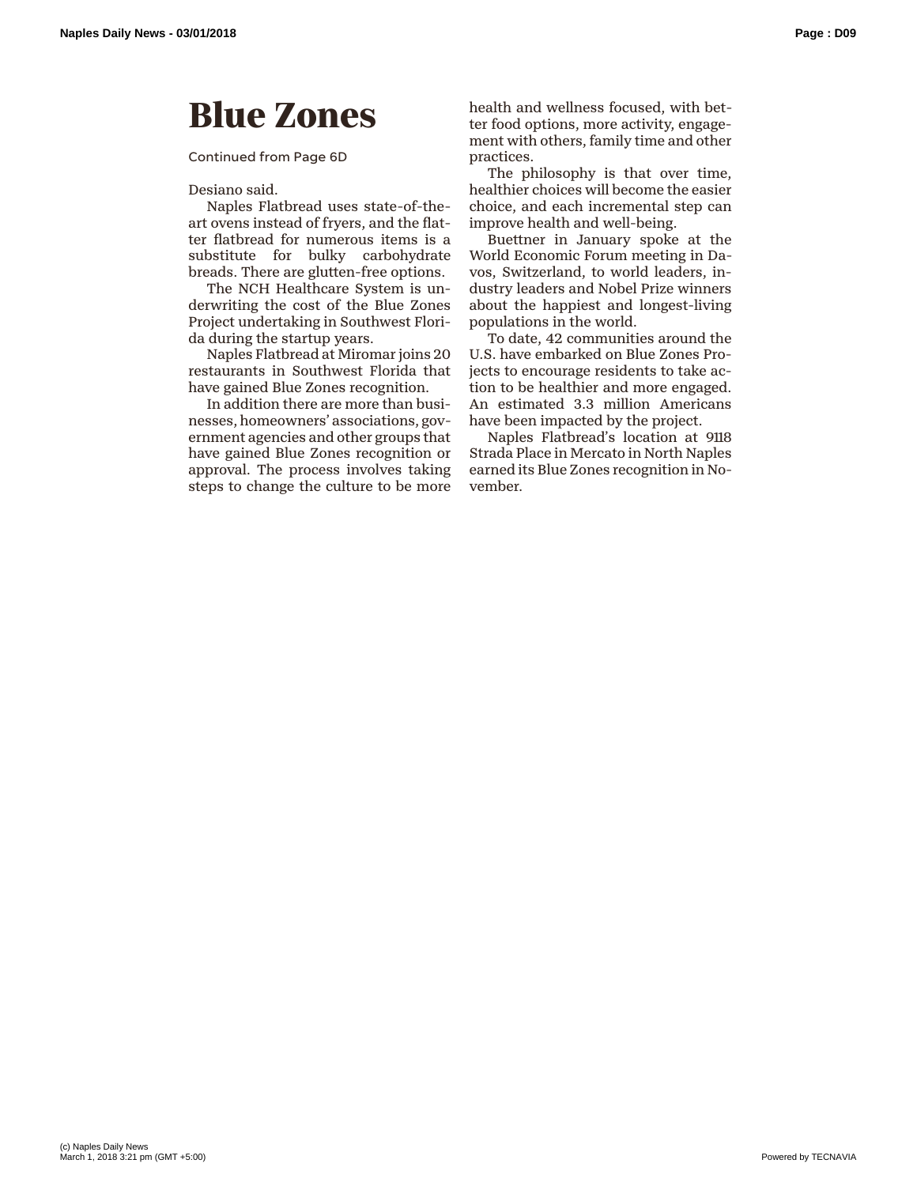# Blue Zones

Continued from Page 6D

Desiano said.

Naples Flatbread uses state-of-the-art ovens instead of fryers, and the flatter flatbread for numerous items is a substitute for bulky carbohydrate breads. There are glutten-free options.

The NCH Healthcare System is underwriting the cost of the Blue Zones Project undertaking in Southwest Florida during the startup years.

Naples Flatbread at Miromar joins 20 restaurants in Southwest Florida that have gained Blue Zones recognition.

In addition there are more than businesses, homeowners' associations, government agencies and other groups that have gained Blue Zones recognition or approval. The process involves taking steps to change the culture to be more health and wellness focused, with better food options, more activity, engagement with others, family time and other practices.

The philosophy is that over time, healthier choices will become the easier choice, and each incremental step can improve health and well-being.

Buettner in January spoke at the World Economic Forum meeting in Davos, Switzerland, to world leaders, industry leaders and Nobel Prize winners about the happiest and longest-living populations in the world.

To date, 42 communities around the U.S. have embarked on Blue Zones Projects to encourage residents to take action to be healthier and more engaged. An estimated 3.3 million Americans have been impacted by the project.

Naples Flatbread's location at 9118 Strada Place in Mercato in North Naples earned its Blue Zones recognition in November.